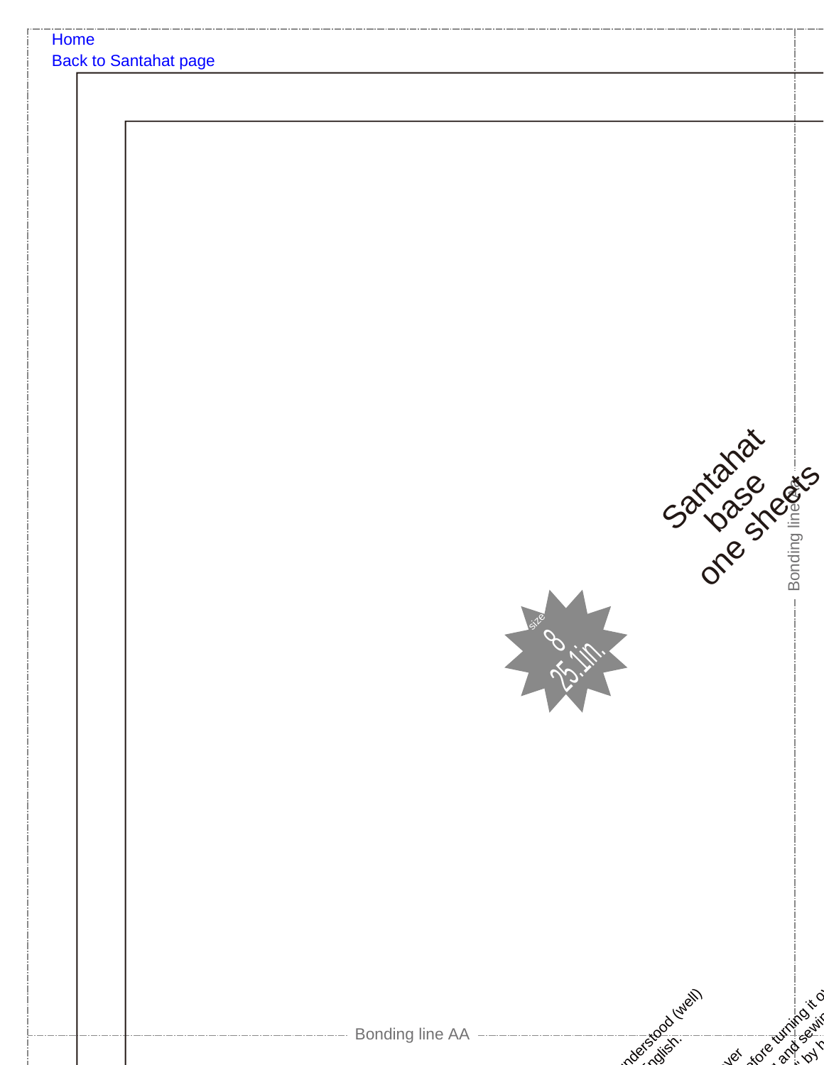Home

Back to Santahat page

Santahat
base
one sheets

size
8
25.1in.

Bonding line

Bonding line AA

nderstood (well)
nglish.

ver
efore turning it o
and sewin
by h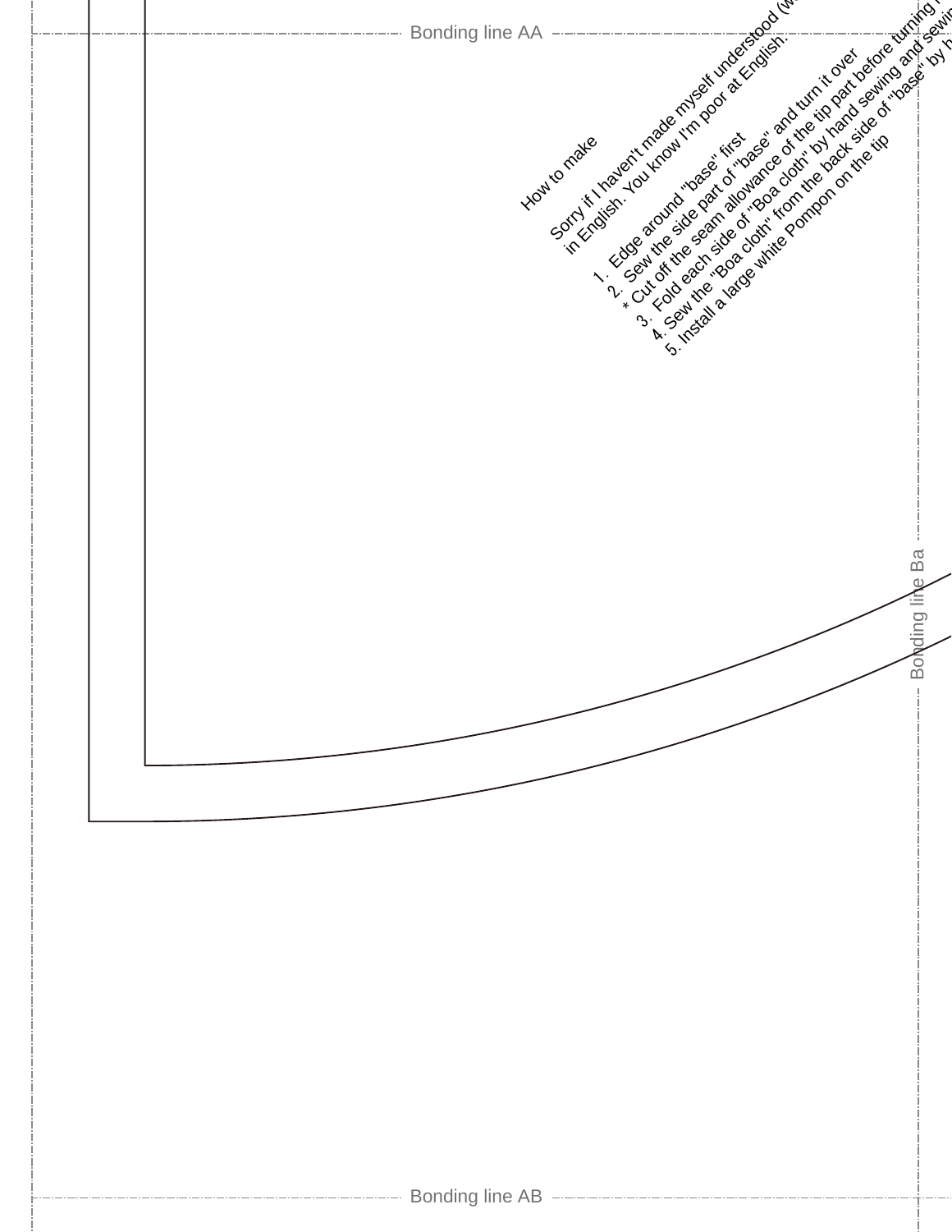Bonding line AA

How to make

Sorry if I haven't made myself understood (w
in English. You know I'm poor at English.

1. Edge around "base" first
2. Sew the side part of "base" and turn it over
* Cut off the seam allowance of the tip part before turning i
3. Fold each side of "Boa cloth" by hand sewing and sewin
4. Sew the "Boa cloth" from the back side of "base" by h
5. Install a large white Pompon on the tip

Bonding line Ba

Bonding line AB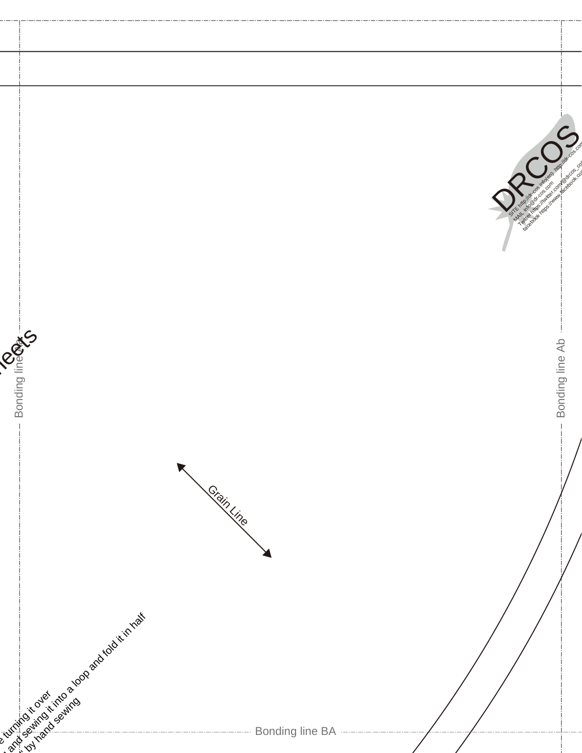DRCOS

SITE http://dr-cos.info(en) http://dr-cos.com
MAIL info@dr-cos.com
Twitter https://twitter.com/@drcos_com
facebook https://www.facebook.com

heets

Bonding line Ab

Bonding line Ab

Grain Line

turning it over
and sewing it into a loop and fold it in half
by hand sewing

Bonding line BA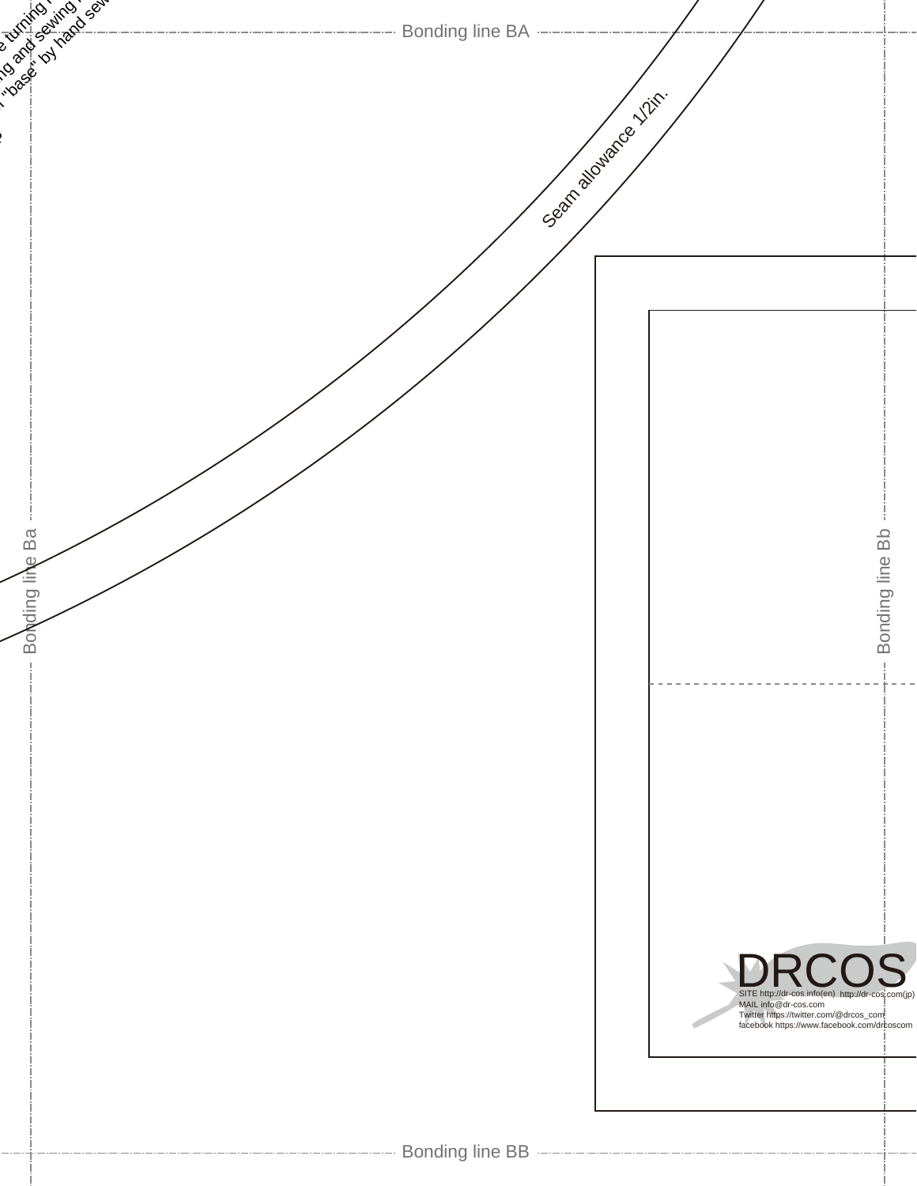...e turning ...
...ng and sewing ...
..."base" by hand sew...

Bonding line BA

Seam allowance 1/2in.

Bonding line Ba

Bonding line Bb

DRCOS

SITE http://dr-cos.info(en) http://dr-cos.com(jp)
MAIL info@dr-cos.com
Twitter https://twitter.com/@drcos_com
facebook https://www.facebook.com/drcoscom

Bonding line BB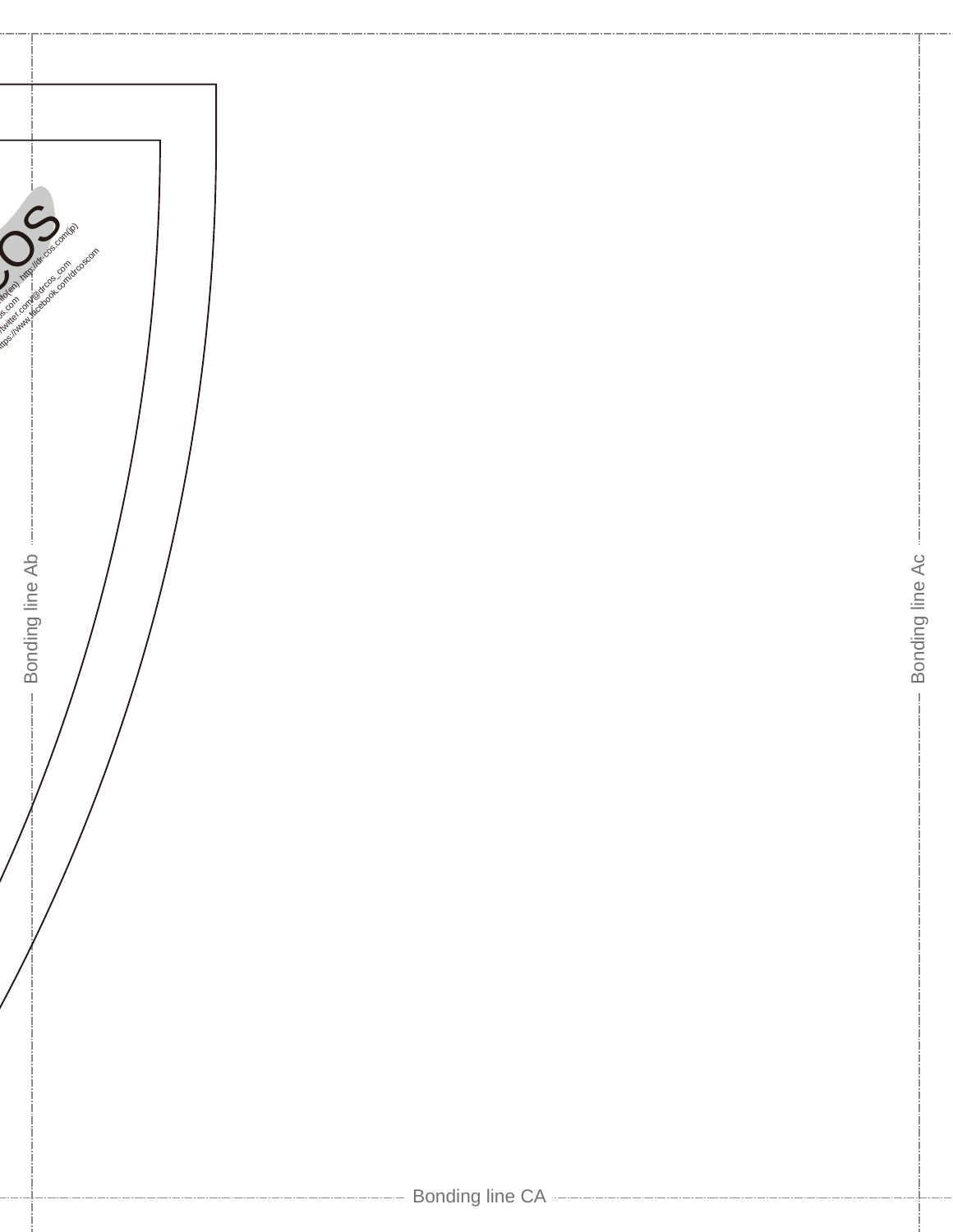Bonding line Ab

Bonding line Ac

Bonding line CA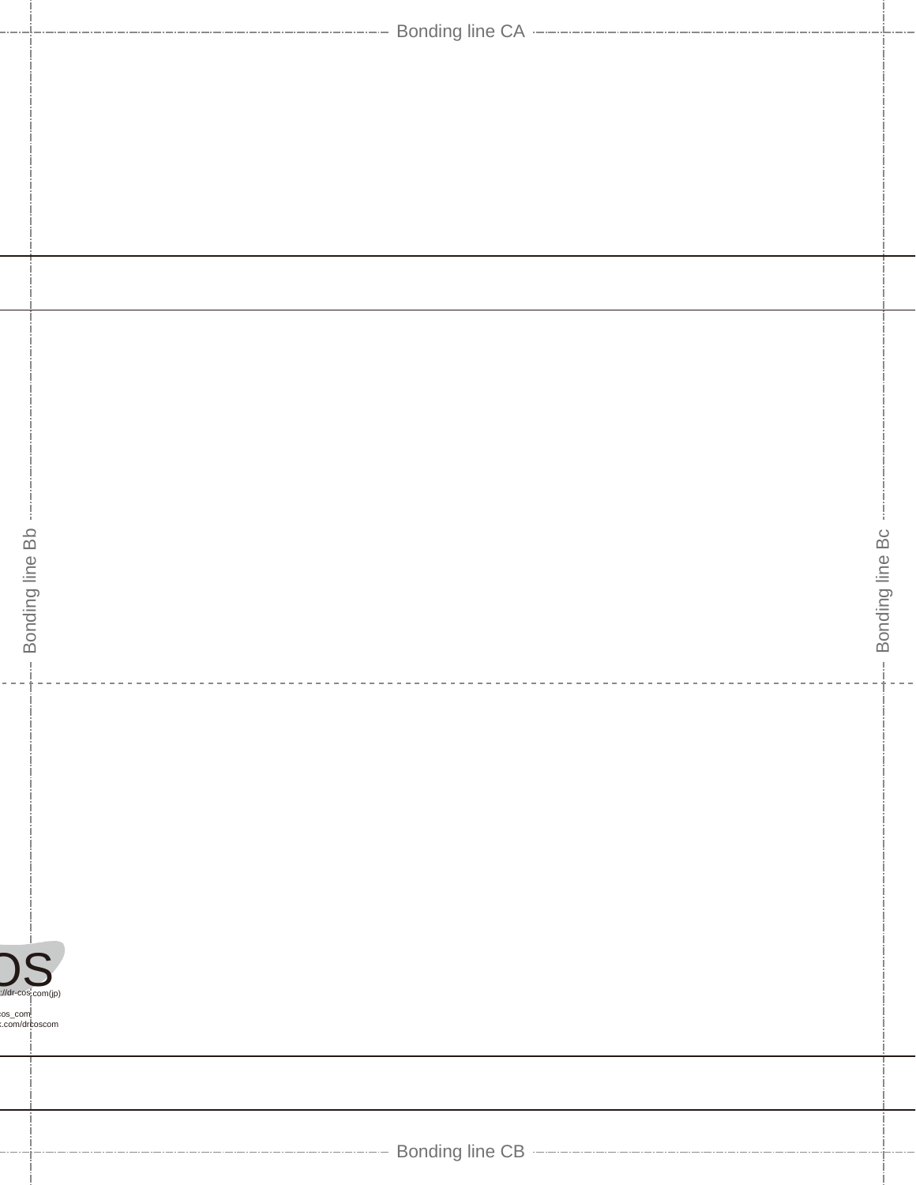Bonding line CA

Bonding line Bb

Bonding line Bc

OS

://dr-cos.com(jp)

cos_com

.com/drcoscom

Bonding line CB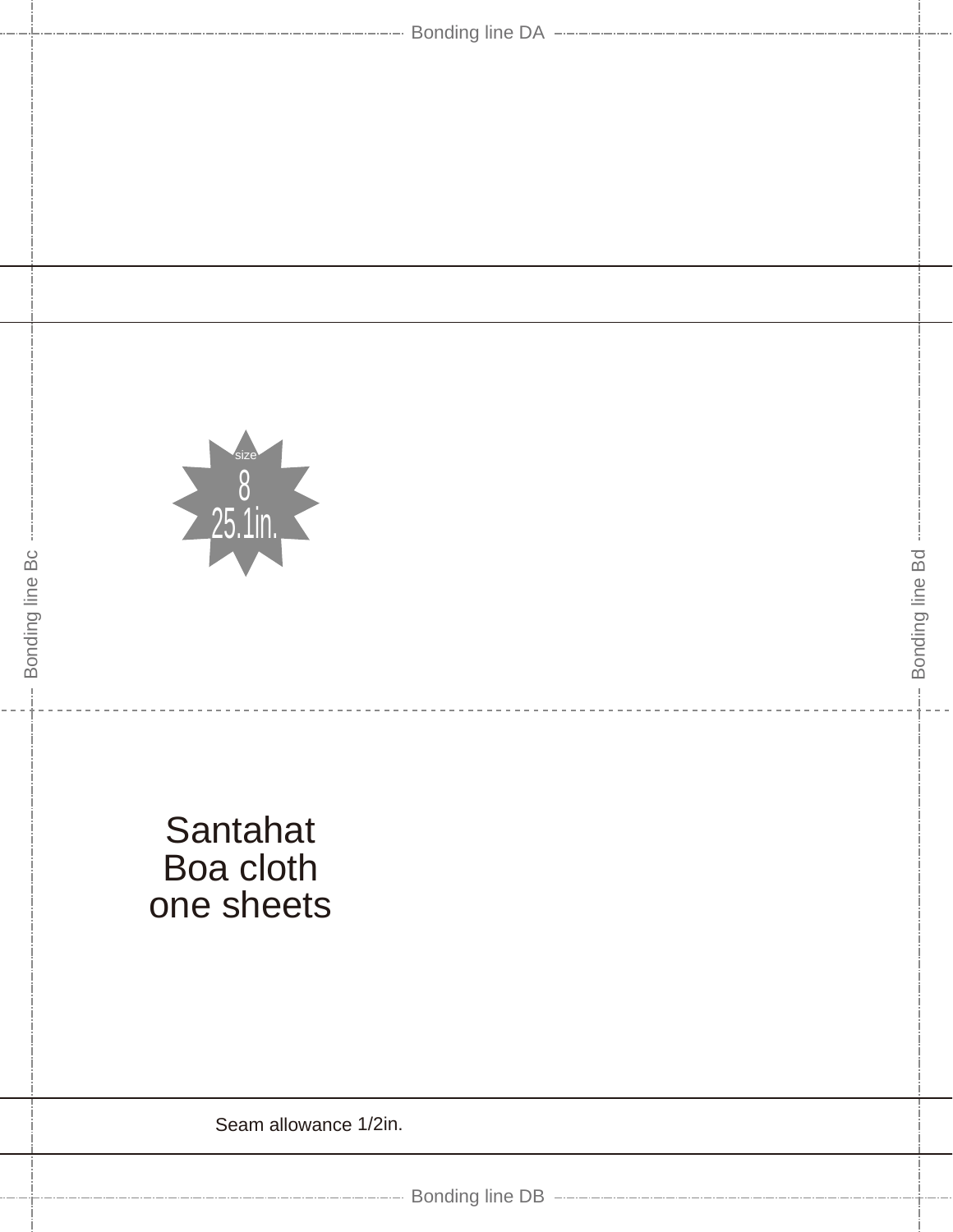Bonding line DA

Bonding line Bc

Bonding line Bd

size
8
25.1in.

Santahat
Boa cloth
one sheets

Seam allowance 1/2in.

Bonding line DB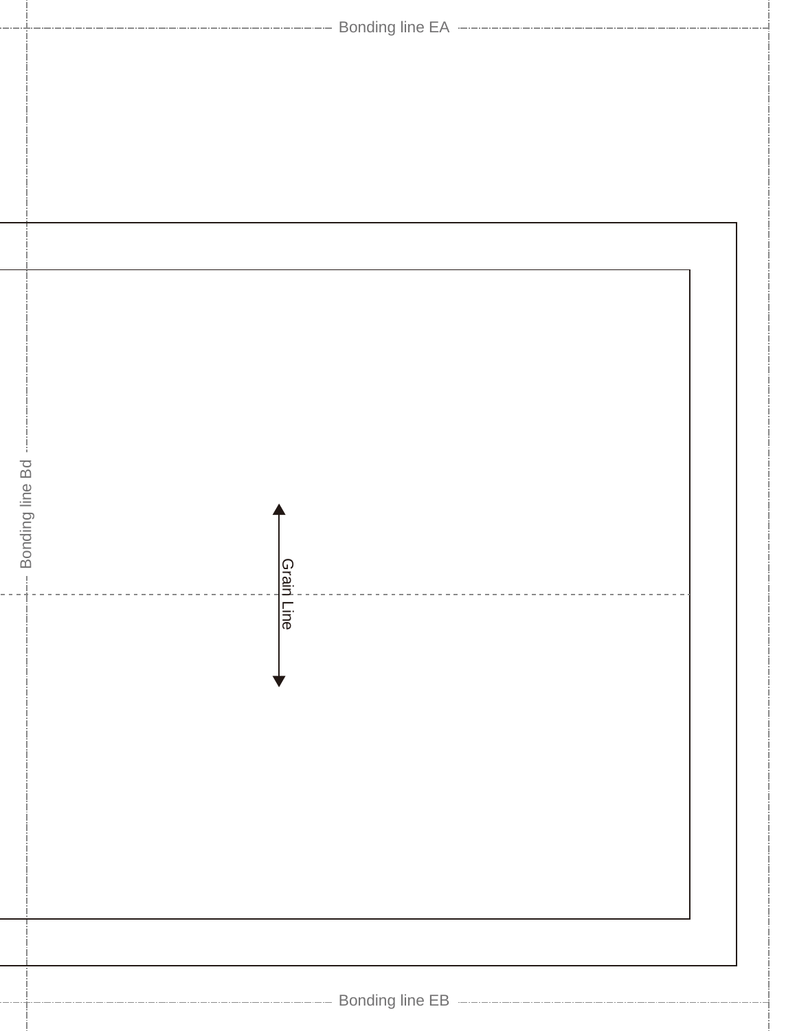Bonding line EA

Bonding line Bd

Grain Line

Bonding line EB